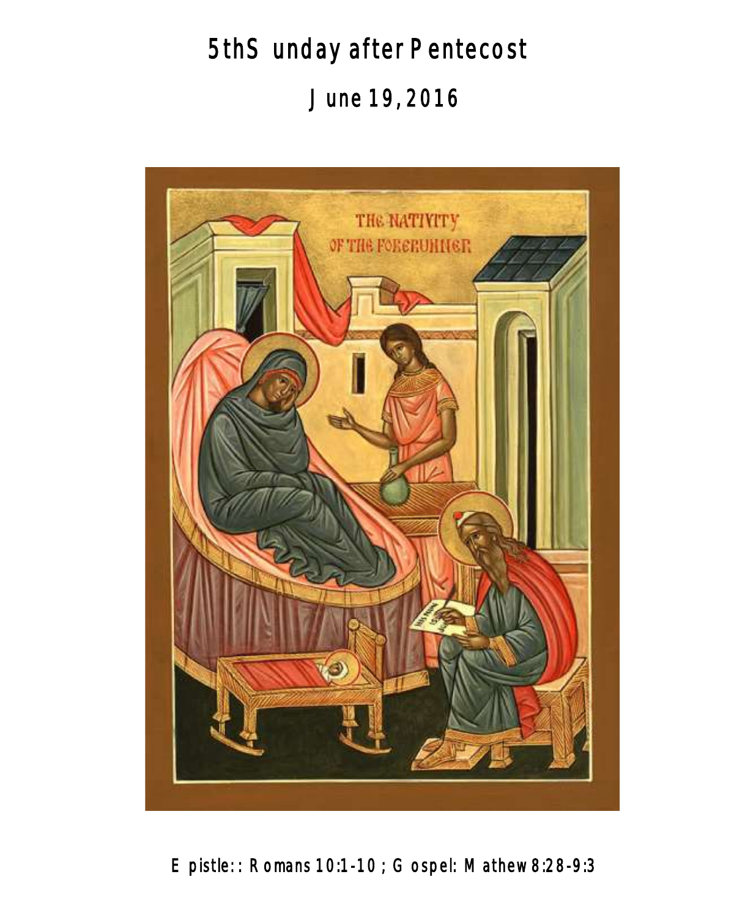# 5th Sunday after Pentecost

## June 19, 2016

Epistle:: Romans 10:1-10 ; Gospel: Mathew 8:28-9:3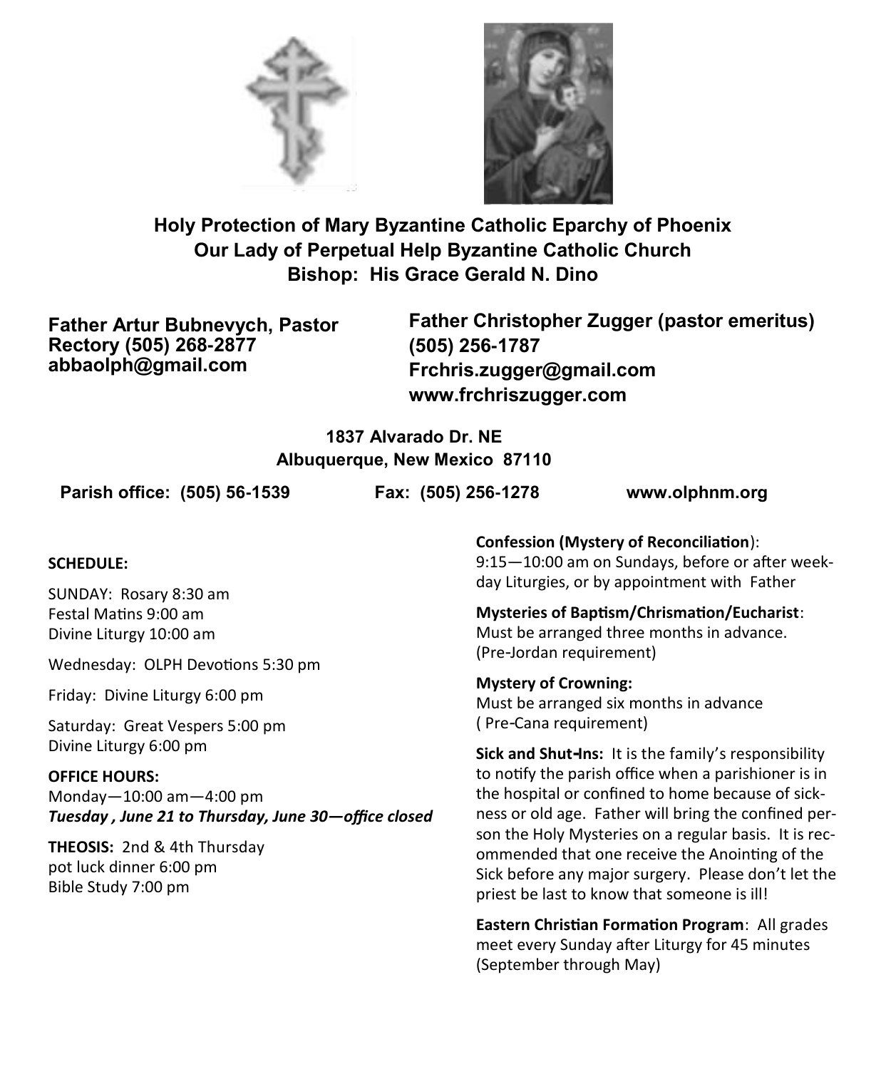**Holy Protection of Mary Byzantine Catholic Eparchy of Phoenix**
**Our Lady of Perpetual Help Byzantine Catholic Church**
**Bishop: His Grace Gerald N. Dino**

**Father Artur Bubnevych, Pastor**
**Rectory (505) 268-2877**
**abbaolph@gmail.com**

**Father Christopher Zugger (pastor emeritus)**
**(505) 256-1787**
**Frchris.zugger@gmail.com**
**www.frchriszugger.com**

**1837 Alvarado Dr. NE**
**Albuquerque, New Mexico 87110**

**Parish office: (505) 56-1539** **Fax: (505) 256-1278** **www.olphnm.org**

**SCHEDULE:**

SUNDAY: Rosary 8:30 am
Festal Matins 9:00 am
Divine Liturgy 10:00 am

Wednesday: OLPH Devotions 5:30 pm

Friday: Divine Liturgy 6:00 pm

Saturday: Great Vespers 5:00 pm
Divine Liturgy 6:00 pm

**OFFICE HOURS:**
Monday—10:00 am—4:00 pm
***Tuesday , June 21 to Thursday, June 30—office closed***

**THEOSIS:** 2nd & 4th Thursday
pot luck dinner 6:00 pm
Bible Study 7:00 pm

**Confession (Mystery of Reconciliation)**:
9:15—10:00 am on Sundays, before or after weekday Liturgies, or by appointment with Father

**Mysteries of Baptism/Chrismation/Eucharist**:
Must be arranged three months in advance. (Pre-Jordan requirement)

**Mystery of Crowning:**
Must be arranged six months in advance ( Pre-Cana requirement)

**Sick and Shut-Ins:** It is the family's responsibility to notify the parish office when a parishioner is in the hospital or confined to home because of sickness or old age. Father will bring the confined person the Holy Mysteries on a regular basis. It is recommended that one receive the Anointing of the Sick before any major surgery. Please don't let the priest be last to know that someone is ill!

**Eastern Christian Formation Program**: All grades meet every Sunday after Liturgy for 45 minutes (September through May)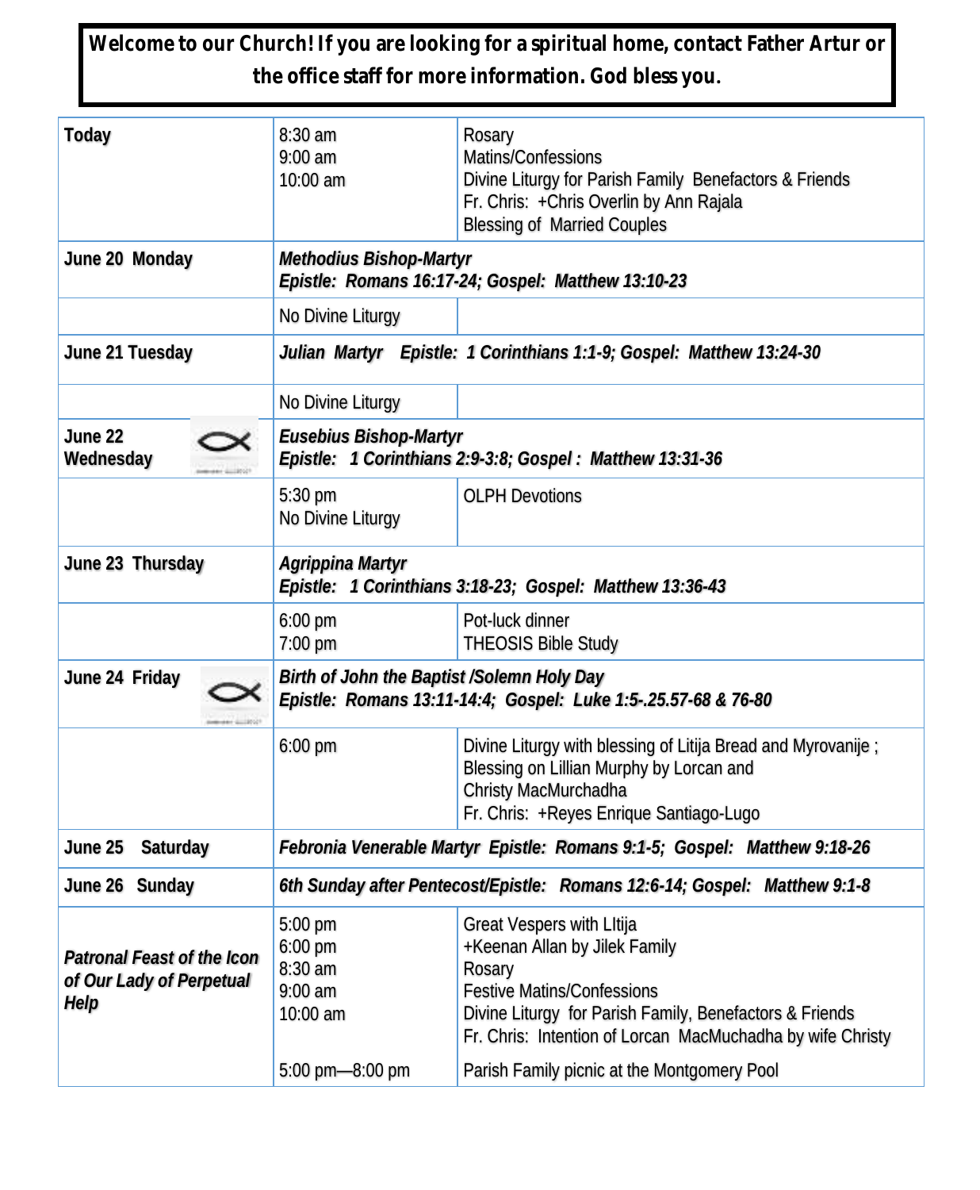**Welcome to our Church! If you are looking for a spiritual home, contact Father Artur or the office staff for more information. God bless you.**

| | | |
|---|---|---|
| **Today** | 8:30 am<br>9:00 am<br>10:00 am | Rosary<br>Matins/Confessions<br>Divine Liturgy for Parish Family Benefactors & Friends<br>Fr. Chris: +Chris Overlin by Ann Rajala<br>Blessing of Married Couples |
| **June 20 Monday** | ***Methodius Bishop-Martyr***<br>***Epistle: Romans 16:17-24; Gospel: Matthew 13:10-23*** | |
| | No Divine Liturgy | |
| **June 21 Tuesday** | ***Julian Martyr Epistle: 1 Corinthians 1:1-9; Gospel: Matthew 13:24-30*** | |
| | No Divine Liturgy | |
| **June 22 Wednesday** | ***Eusebius Bishop-Martyr***<br>***Epistle: 1 Corinthians 2:9-3:8; Gospel : Matthew 13:31-36*** | |
| | 5:30 pm<br>No Divine Liturgy | OLPH Devotions |
| **June 23 Thursday** | ***Agrippina Martyr***<br>***Epistle: 1 Corinthians 3:18-23; Gospel: Matthew 13:36-43*** | |
| | 6:00 pm<br>7:00 pm | Pot-luck dinner<br>THEOSIS Bible Study |
| **June 24 Friday** | ***Birth of John the Baptist /Solemn Holy Day***<br>***Epistle: Romans 13:11-14:4; Gospel: Luke 1:5-.25.57-68 & 76-80*** | |
| | 6:00 pm | Divine Liturgy with blessing of Litija Bread and Myrovanije ;<br>Blessing on Lillian Murphy by Lorcan and<br>Christy MacMurchadha<br>Fr. Chris: +Reyes Enrique Santiago-Lugo |
| **June 25 Saturday** | ***Febronia Venerable Martyr Epistle: Romans 9:1-5; Gospel: Matthew 9:18-26*** | |
| **June 26 Sunday** | ***6th Sunday after Pentecost/Epistle: Romans 12:6-14; Gospel: Matthew 9:1-8*** | |
| ***Patronal Feast of the Icon of Our Lady of Perpetual Help*** | 5:00 pm<br>6:00 pm<br>8:30 am<br>9:00 am<br>10:00 am<br><br>5:00 pm—8:00 pm | Great Vespers with LItija<br>+Keenan Allan by Jilek Family<br>Rosary<br>Festive Matins/Confessions<br>Divine Liturgy for Parish Family, Benefactors & Friends<br>Fr. Chris: Intention of Lorcan MacMuchadha by wife Christy<br>Parish Family picnic at the Montgomery Pool |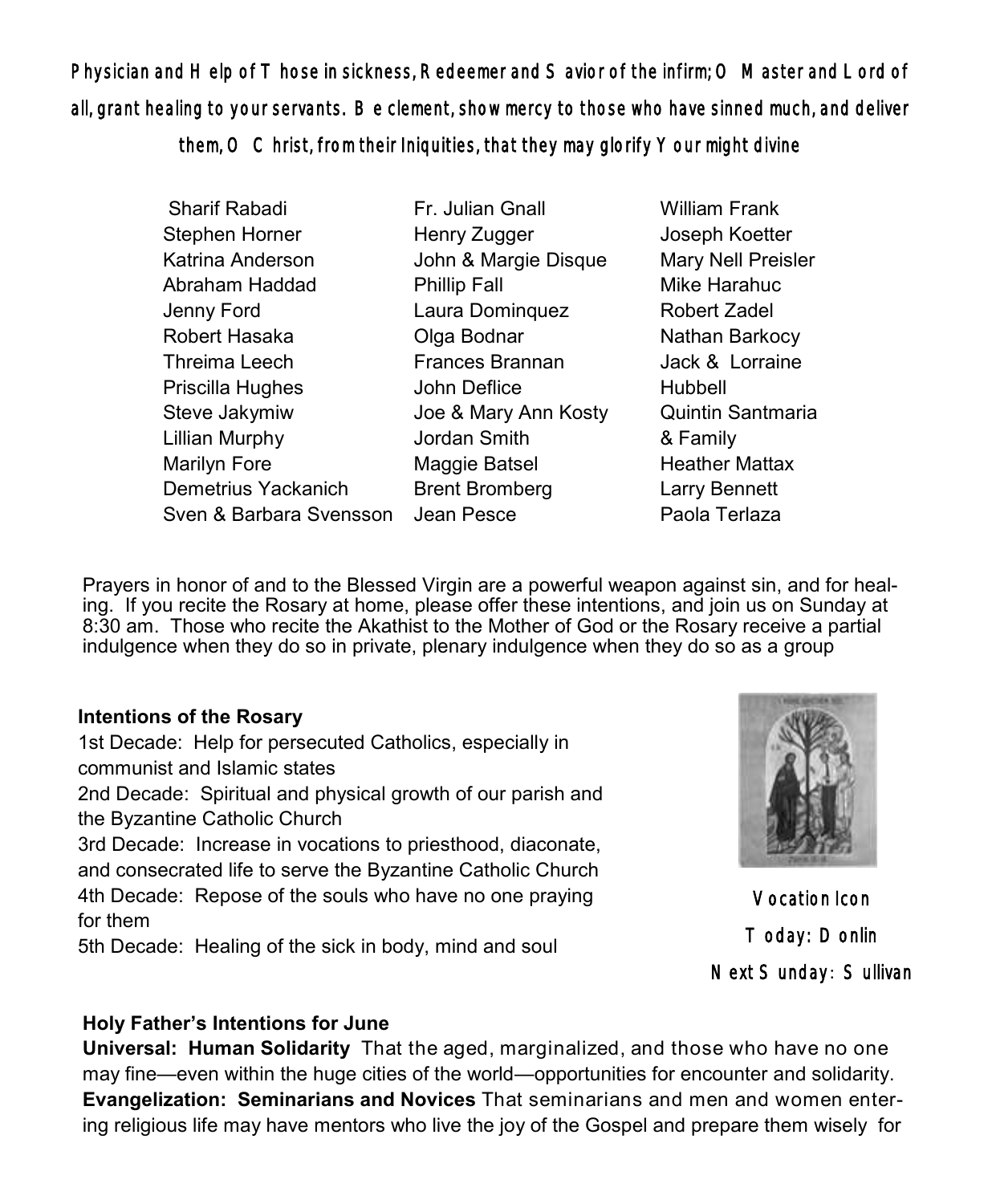**Physician and Help of Those in sickness, Redeemer and Savior of the infirm; O Master and Lord of all, grant healing to your servants. Be clement, show mercy to those who have sinned much, and deliver them, O Christ, from their Iniquities, that they may glorify Your might divine**

Sharif Rabadi
Stephen Horner
Katrina Anderson
Abraham Haddad
Jenny Ford
Robert Hasaka
Threima Leech
Priscilla Hughes
Steve Jakymiw
Lillian Murphy
Marilyn Fore
Demetrius Yackanich
Sven & Barbara Svensson
Fr. Julian Gnall
Henry Zugger
John & Margie Disque
Phillip Fall
Laura Dominquez
Olga Bodnar
Frances Brannan
John Deflice
Joe & Mary Ann Kosty
Jordan Smith
Maggie Batsel
Brent Bromberg
Jean Pesce
William Frank
Joseph Koetter
Mary Nell Preisler
Mike Harahuc
Robert Zadel
Nathan Barkocy
Jack & Lorraine Hubbell
Quintin Santmaria & Family
Heather Mattax
Larry Bennett
Paola Terlaza

Prayers in honor of and to the Blessed Virgin are a powerful weapon against sin, and for healing. If you recite the Rosary at home, please offer these intentions, and join us on Sunday at 8:30 am. Those who recite the Akathist to the Mother of God or the Rosary receive a partial indulgence when they do so in private, plenary indulgence when they do so as a group

**Intentions of the Rosary**

1st Decade: Help for persecuted Catholics, especially in communist and Islamic states
2nd Decade: Spiritual and physical growth of our parish and the Byzantine Catholic Church
3rd Decade: Increase in vocations to priesthood, diaconate, and consecrated life to serve the Byzantine Catholic Church
4th Decade: Repose of the souls who have no one praying for them
5th Decade: Healing of the sick in body, mind and soul

Vocation Icon
Today: Donlin
Next Sunday: Sullivan

**Holy Father's Intentions for June**

**Universal: Human Solidarity** That the aged, marginalized, and those who have no one may fine—even within the huge cities of the world—opportunities for encounter and solidarity.
**Evangelization: Seminarians and Novices** That seminarians and men and women entering religious life may have mentors who live the joy of the Gospel and prepare them wisely for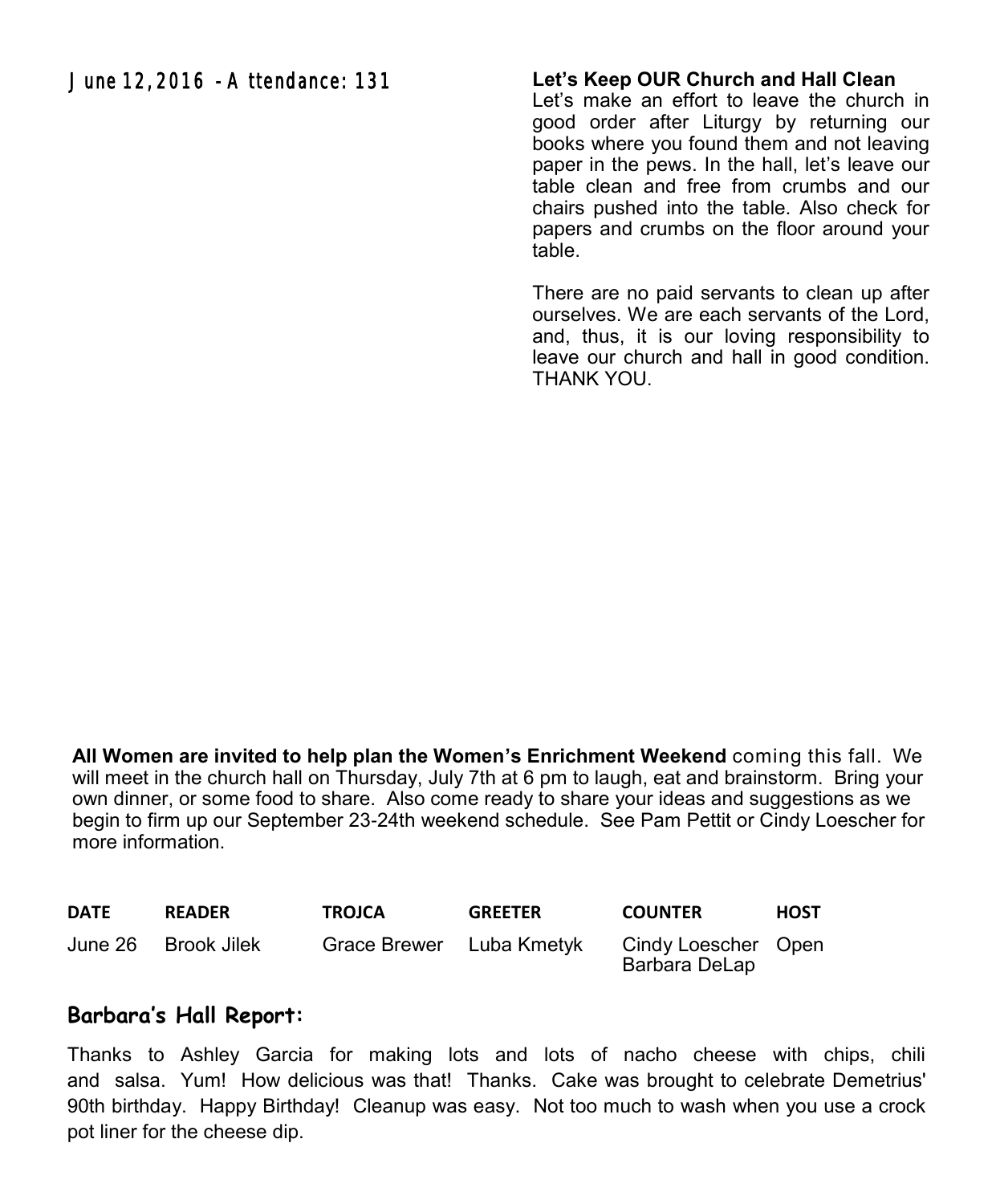June 12, 2016 - Attendance: 131

**Let's Keep OUR Church and Hall Clean**

Let's make an effort to leave the church in good order after Liturgy by returning our books where you found them and not leaving paper in the pews. In the hall, let's leave our table clean and free from crumbs and our chairs pushed into the table. Also check for papers and crumbs on the floor around your table.

There are no paid servants to clean up after ourselves. We are each servants of the Lord, and, thus, it is our loving responsibility to leave our church and hall in good condition. THANK YOU.

**All Women are invited to help plan the Women's Enrichment Weekend** coming this fall. We will meet in the church hall on Thursday, July 7th at 6 pm to laugh, eat and brainstorm. Bring your own dinner, or some food to share. Also come ready to share your ideas and suggestions as we begin to firm up our September 23-24th weekend schedule. See Pam Pettit or Cindy Loescher for more information.

| DATE | READER | TROJCA | GREETER | COUNTER | HOST |
|---|---|---|---|---|---|
| June 26 | Brook Jilek | Grace Brewer | Luba Kmetyk | Cindy Loescher<br>Barbara DeLap | Open |

## Barbara's Hall Report:

Thanks to Ashley Garcia for making lots and lots of nacho cheese with chips, chili and salsa. Yum! How delicious was that! Thanks. Cake was brought to celebrate Demetrius' 90th birthday. Happy Birthday! Cleanup was easy. Not too much to wash when you use a crock pot liner for the cheese dip.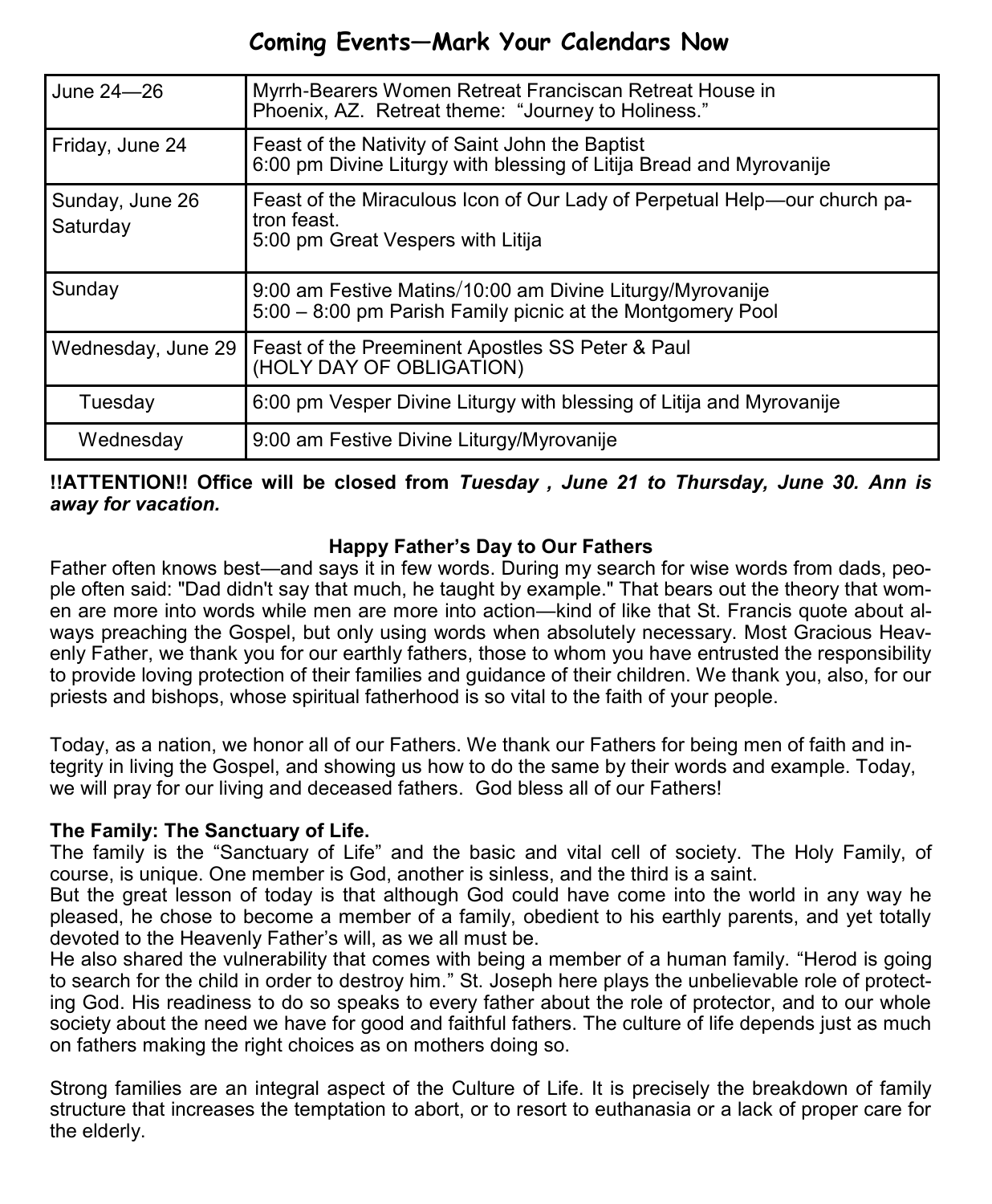# Coming Events—Mark Your Calendars Now

| | |
|---|---|
| June 24—26 | Myrrh-Bearers Women Retreat Franciscan Retreat House in Phoenix, AZ. Retreat theme: "Journey to Holiness." |
| Friday, June 24 | Feast of the Nativity of Saint John the Baptist<br>6:00 pm Divine Liturgy with blessing of Litija Bread and Myrovanije |
| Sunday, June 26<br>Saturday | Feast of the Miraculous Icon of Our Lady of Perpetual Help—our church patron feast.<br>5:00 pm Great Vespers with Litija |
| Sunday | 9:00 am Festive Matins/10:00 am Divine Liturgy/Myrovanije<br>5:00 – 8:00 pm Parish Family picnic at the Montgomery Pool |
| Wednesday, June 29 | Feast of the Preeminent Apostles SS Peter & Paul<br>(HOLY DAY OF OBLIGATION) |
| Tuesday | 6:00 pm Vesper Divine Liturgy with blessing of Litija and Myrovanije |
| Wednesday | 9:00 am Festive Divine Liturgy/Myrovanije |

**!!ATTENTION!! Office will be closed from *Tuesday , June 21 to Thursday, June 30. Ann is away for vacation.***

### Happy Father's Day to Our Fathers

Father often knows best—and says it in few words. During my search for wise words from dads, people often said: "Dad didn't say that much, he taught by example." That bears out the theory that women are more into words while men are more into action—kind of like that St. Francis quote about always preaching the Gospel, but only using words when absolutely necessary. Most Gracious Heavenly Father, we thank you for our earthly fathers, those to whom you have entrusted the responsibility to provide loving protection of their families and guidance of their children. We thank you, also, for our priests and bishops, whose spiritual fatherhood is so vital to the faith of your people.

Today, as a nation, we honor all of our Fathers. We thank our Fathers for being men of faith and integrity in living the Gospel, and showing us how to do the same by their words and example. Today, we will pray for our living and deceased fathers. God bless all of our Fathers!

**The Family: The Sanctuary of Life.**

The family is the "Sanctuary of Life" and the basic and vital cell of society. The Holy Family, of course, is unique. One member is God, another is sinless, and the third is a saint.

But the great lesson of today is that although God could have come into the world in any way he pleased, he chose to become a member of a family, obedient to his earthly parents, and yet totally devoted to the Heavenly Father's will, as we all must be.

He also shared the vulnerability that comes with being a member of a human family. "Herod is going to search for the child in order to destroy him." St. Joseph here plays the unbelievable role of protecting God. His readiness to do so speaks to every father about the role of protector, and to our whole society about the need we have for good and faithful fathers. The culture of life depends just as much on fathers making the right choices as on mothers doing so.

Strong families are an integral aspect of the Culture of Life. It is precisely the breakdown of family structure that increases the temptation to abort, or to resort to euthanasia or a lack of proper care for the elderly.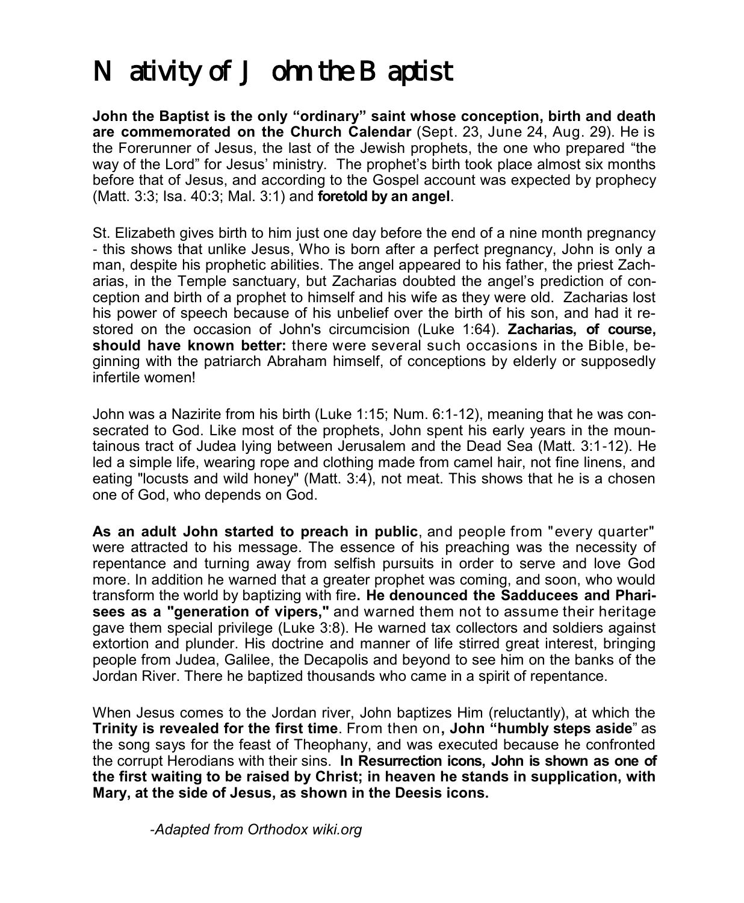# Nativity of John the Baptist

**John the Baptist is the only "ordinary" saint whose conception, birth and death are commemorated on the Church Calendar** (Sept. 23, June 24, Aug. 29). He is the Forerunner of Jesus, the last of the Jewish prophets, the one who prepared "the way of the Lord" for Jesus' ministry. The prophet's birth took place almost six months before that of Jesus, and according to the Gospel account was expected by prophecy (Matt. 3:3; Isa. 40:3; Mal. 3:1) and **foretold by an angel**.

St. Elizabeth gives birth to him just one day before the end of a nine month pregnancy - this shows that unlike Jesus, Who is born after a perfect pregnancy, John is only a man, despite his prophetic abilities. The angel appeared to his father, the priest Zacharias, in the Temple sanctuary, but Zacharias doubted the angel's prediction of conception and birth of a prophet to himself and his wife as they were old. Zacharias lost his power of speech because of his unbelief over the birth of his son, and had it restored on the occasion of John's circumcision (Luke 1:64). **Zacharias, of course, should have known better:** there were several such occasions in the Bible, beginning with the patriarch Abraham himself, of conceptions by elderly or supposedly infertile women!

John was a Nazirite from his birth (Luke 1:15; Num. 6:1-12), meaning that he was consecrated to God. Like most of the prophets, John spent his early years in the mountainous tract of Judea lying between Jerusalem and the Dead Sea (Matt. 3:1-12). He led a simple life, wearing rope and clothing made from camel hair, not fine linens, and eating "locusts and wild honey" (Matt. 3:4), not meat. This shows that he is a chosen one of God, who depends on God.

**As an adult John started to preach in public**, and people from "every quarter" were attracted to his message. The essence of his preaching was the necessity of repentance and turning away from selfish pursuits in order to serve and love God more. In addition he warned that a greater prophet was coming, and soon, who would transform the world by baptizing with fire**. He denounced the Sadducees and Pharisees as a "generation of vipers,"** and warned them not to assume their heritage gave them special privilege (Luke 3:8). He warned tax collectors and soldiers against extortion and plunder. His doctrine and manner of life stirred great interest, bringing people from Judea, Galilee, the Decapolis and beyond to see him on the banks of the Jordan River. There he baptized thousands who came in a spirit of repentance.

When Jesus comes to the Jordan river, John baptizes Him (reluctantly), at which the **Trinity is revealed for the first time**. From then on**, John "humbly steps aside**" as the song says for the feast of Theophany, and was executed because he confronted the corrupt Herodians with their sins. **In Resurrection icons, John is shown as one of the first waiting to be raised by Christ; in heaven he stands in supplication, with Mary, at the side of Jesus, as shown in the Deesis icons.**

*-Adapted from Orthodox wiki.org*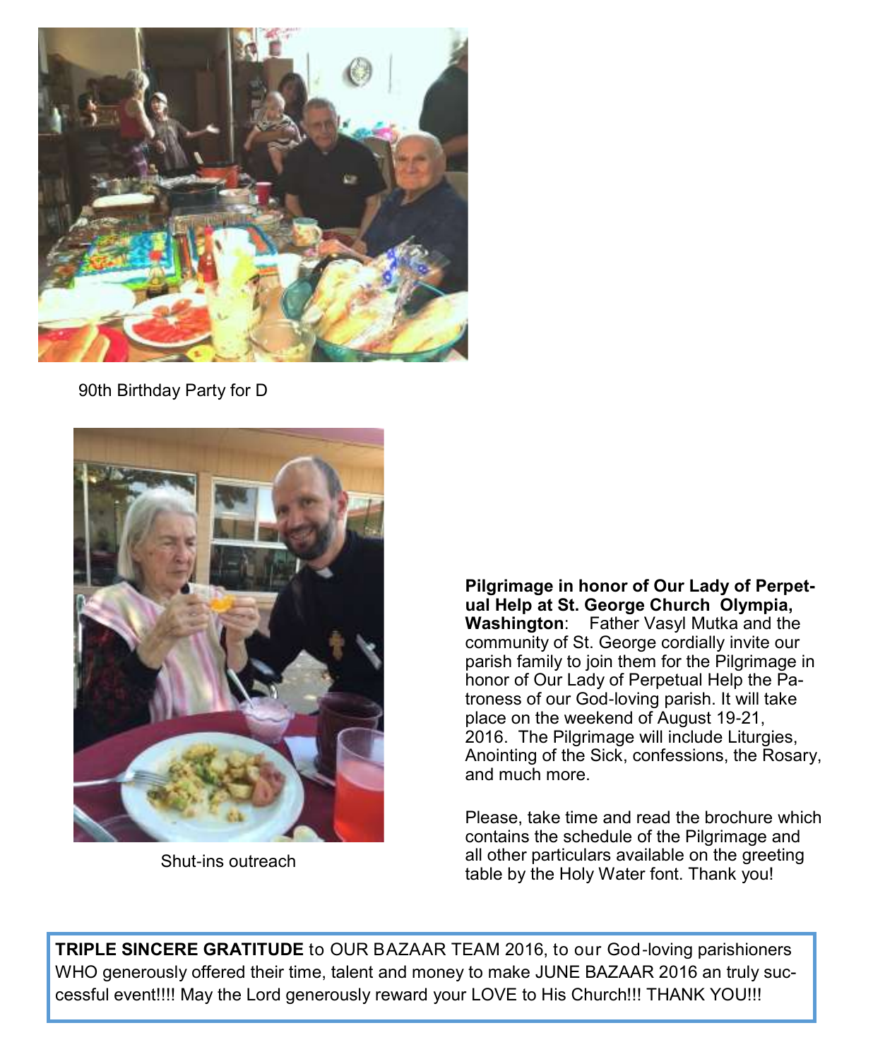90th Birthday Party for D

Shut-ins outreach

**Pilgrimage in honor of Our Lady of Perpetual Help at St. George Church Olympia, Washington**: Father Vasyl Mutka and the community of St. George cordially invite our parish family to join them for the Pilgrimage in honor of Our Lady of Perpetual Help the Patroness of our God-loving parish. It will take place on the weekend of August 19-21, 2016. The Pilgrimage will include Liturgies, Anointing of the Sick, confessions, the Rosary, and much more.

Please, take time and read the brochure which contains the schedule of the Pilgrimage and all other particulars available on the greeting table by the Holy Water font. Thank you!

**TRIPLE SINCERE GRATITUDE** to OUR BAZAAR TEAM 2016, to our God-loving parishioners WHO generously offered their time, talent and money to make JUNE BAZAAR 2016 an truly successful event!!!! May the Lord generously reward your LOVE to His Church!!! THANK YOU!!!